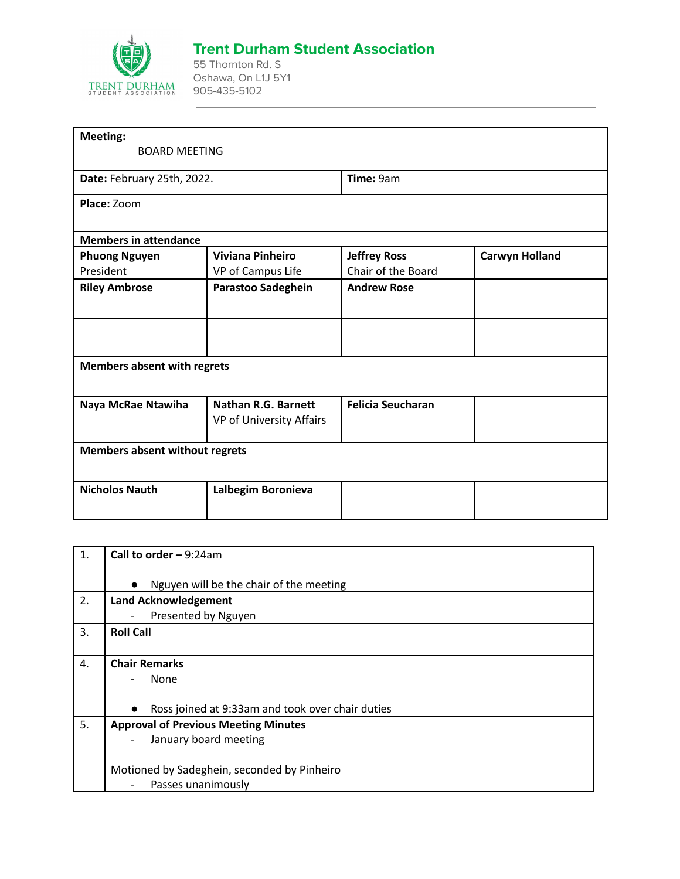# Trent Durham Student Association

55 Thornton Rd. S
Oshawa, On L1J 5Y1
905-435-5102

| | | | |
|---|---|---|---|
| **Meeting:** BOARD MEETING | | | |
| **Date:** February 25th, 2022. | | **Time:** 9am | |
| **Place:** Zoom | | | |
| **Members in attendance** | | | |
| **Phuong Nguyen** President | **Viviana Pinheiro** VP of Campus Life | **Jeffrey Ross** Chair of the Board | **Carwyn Holland** |
| **Riley Ambrose** | **Parastoo Sadeghein** | **Andrew Rose** | |
| | | | |
| **Members absent with regrets** | | | |
| **Naya McRae Ntawiha** | **Nathan R.G. Barnett** VP of University Affairs | **Felicia Seucharan** | |
| **Members absent without regrets** | | | |
| **Nicholos Nauth** | **Lalbegim Boronieva** | | |

| | |
|---|---|
| 1. | **Call to order –** 9:24am<br><br>● Nguyen will be the chair of the meeting |
| 2. | **Land Acknowledgement**<br>- Presented by Nguyen |
| 3. | **Roll Call** |
| 4. | **Chair Remarks**<br>- None<br><br>● Ross joined at 9:33am and took over chair duties |
| 5. | **Approval of Previous Meeting Minutes**<br>- January board meeting<br><br>Motioned by Sadeghein, seconded by Pinheiro<br>- Passes unanimously |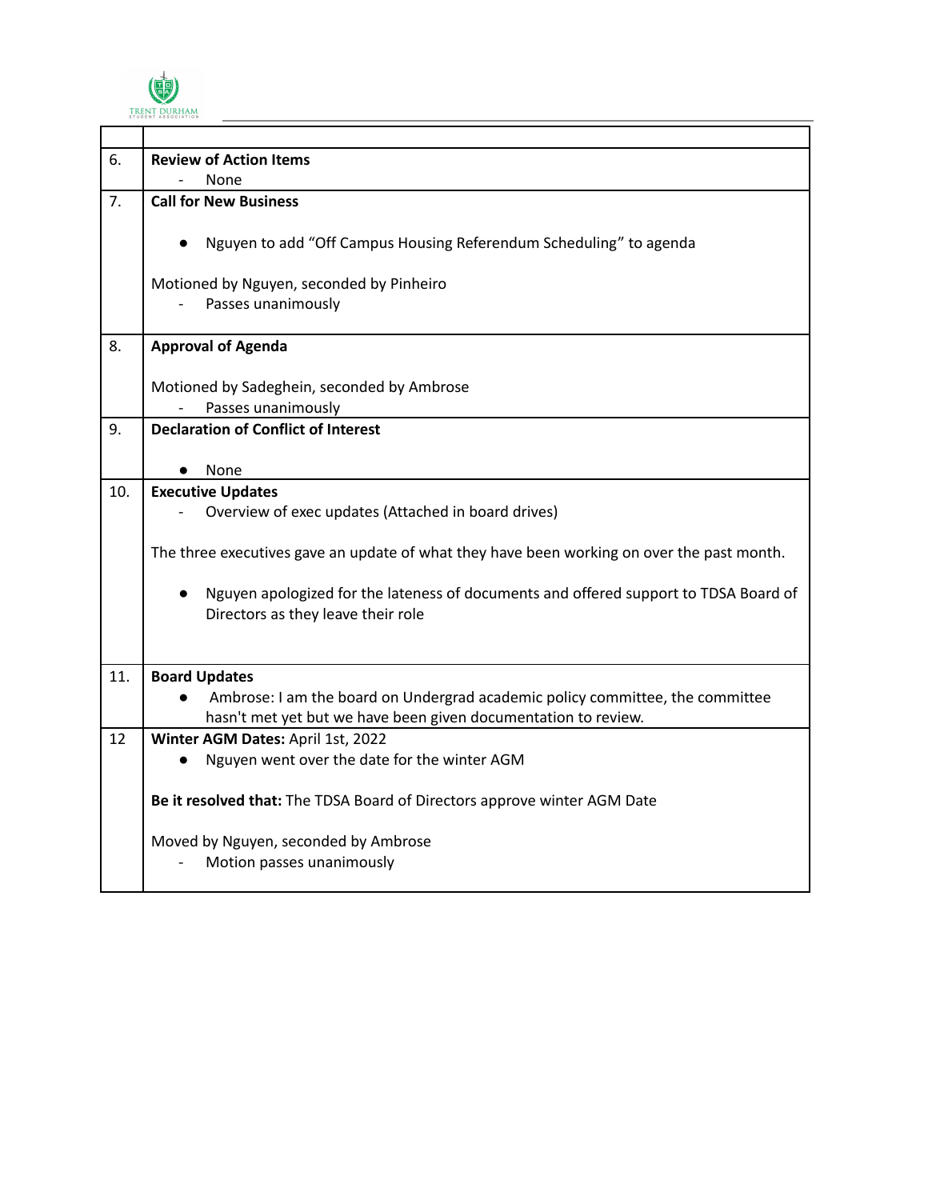| | |
|---|---|
| 6. | **Review of Action Items**<br>- None |
| 7. | **Call for New Business**<br><br>● Nguyen to add "Off Campus Housing Referendum Scheduling" to agenda<br><br>Motioned by Nguyen, seconded by Pinheiro<br>- Passes unanimously |
| 8. | **Approval of Agenda**<br><br>Motioned by Sadeghein, seconded by Ambrose<br>- Passes unanimously |
| 9. | **Declaration of Conflict of Interest**<br><br>● None |
| 10. | **Executive Updates**<br>- Overview of exec updates (Attached in board drives)<br><br>The three executives gave an update of what they have been working on over the past month.<br><br>● Nguyen apologized for the lateness of documents and offered support to TDSA Board of Directors as they leave their role |
| 11. | **Board Updates**<br>● Ambrose: I am the board on Undergrad academic policy committee, the committee hasn't met yet but we have been given documentation to review. |
| 12 | **Winter AGM Dates:** April 1st, 2022<br>● Nguyen went over the date for the winter AGM<br><br>**Be it resolved that:** The TDSA Board of Directors approve winter AGM Date<br><br>Moved by Nguyen, seconded by Ambrose<br>- Motion passes unanimously |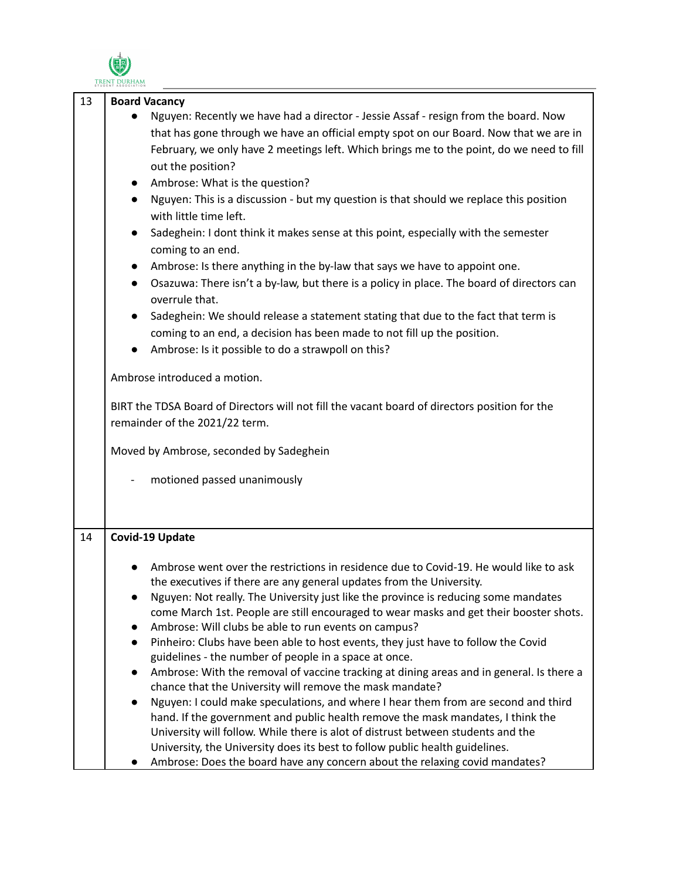| 13 | **Board Vacancy** |
|---|---|
| | ● Nguyen: Recently we have had a director - Jessie Assaf - resign from the board. Now that has gone through we have an official empty spot on our Board. Now that we are in February, we only have 2 meetings left. Which brings me to the point, do we need to fill out the position?<br>● Ambrose: What is the question?<br>● Nguyen: This is a discussion - but my question is that should we replace this position with little time left.<br>● Sadeghein: I dont think it makes sense at this point, especially with the semester coming to an end.<br>● Ambrose: Is there anything in the by-law that says we have to appoint one.<br>● Osazuwa: There isn't a by-law, but there is a policy in place. The board of directors can overrule that.<br>● Sadeghein: We should release a statement stating that due to the fact that term is coming to an end, a decision has been made to not fill up the position.<br>● Ambrose: Is it possible to do a strawpoll on this?<br><br>Ambrose introduced a motion.<br><br>BIRT the TDSA Board of Directors will not fill the vacant board of directors position for the remainder of the 2021/22 term.<br><br>Moved by Ambrose, seconded by Sadeghein<br><br>- motioned passed unanimously |
| 14 | **Covid-19 Update** |
| | ● Ambrose went over the restrictions in residence due to Covid-19. He would like to ask the executives if there are any general updates from the University.<br>● Nguyen: Not really. The University just like the province is reducing some mandates come March 1st. People are still encouraged to wear masks and get their booster shots.<br>● Ambrose: Will clubs be able to run events on campus?<br>● Pinheiro: Clubs have been able to host events, they just have to follow the Covid guidelines - the number of people in a space at once.<br>● Ambrose: With the removal of vaccine tracking at dining areas and in general. Is there a chance that the University will remove the mask mandate?<br>● Nguyen: I could make speculations, and where I hear them from are second and third hand. If the government and public health remove the mask mandates, I think the University will follow. While there is alot of distrust between students and the University, the University does its best to follow public health guidelines.<br>● Ambrose: Does the board have any concern about the relaxing covid mandates? |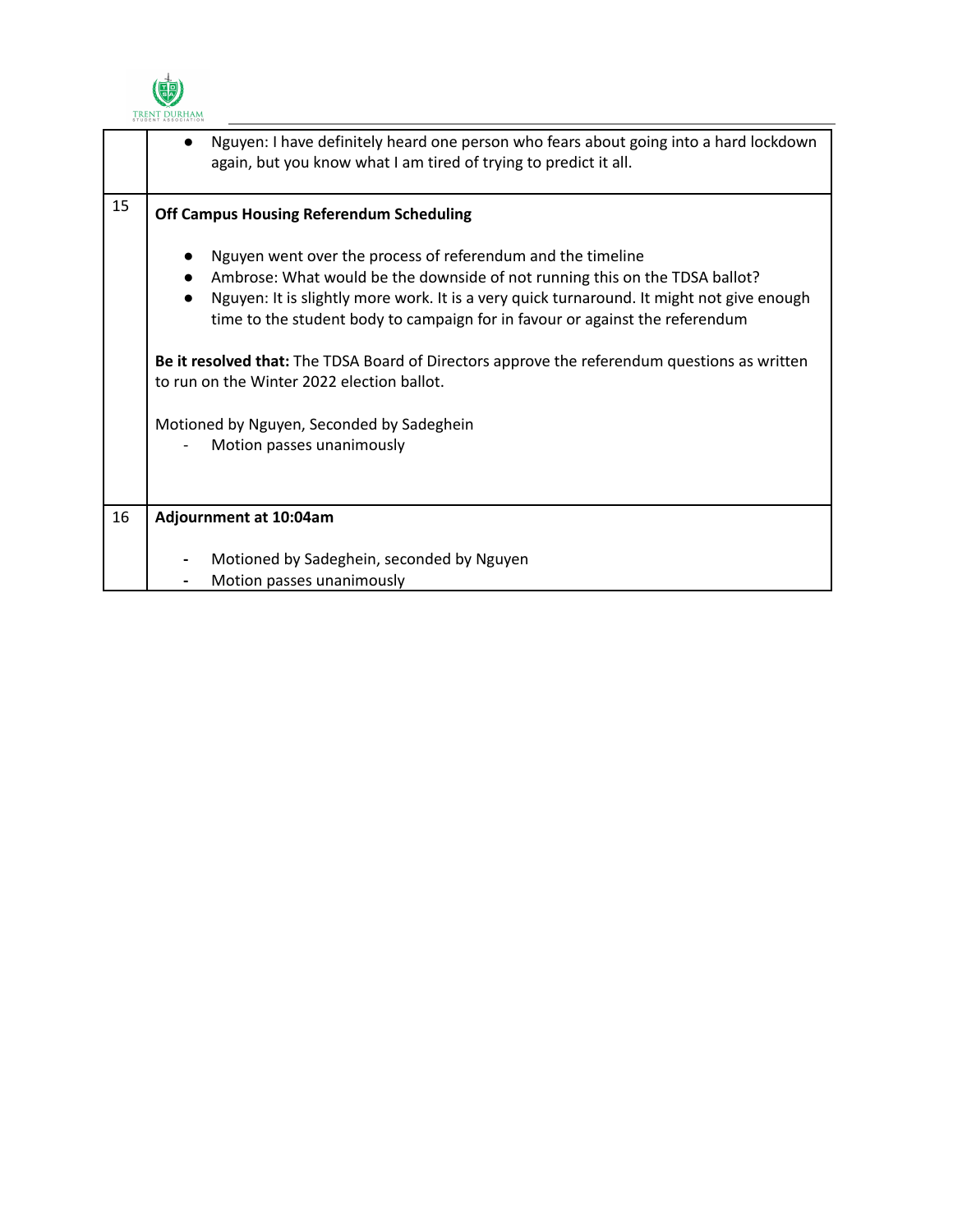| | |
|---|---|
| | • Nguyen: I have definitely heard one person who fears about going into a hard lockdown again, but you know what I am tired of trying to predict it all. |
| 15 | **Off Campus Housing Referendum Scheduling**<br><br>• Nguyen went over the process of referendum and the timeline<br>• Ambrose: What would be the downside of not running this on the TDSA ballot?<br>• Nguyen: It is slightly more work. It is a very quick turnaround. It might not give enough time to the student body to campaign for in favour or against the referendum<br><br>**Be it resolved that:** The TDSA Board of Directors approve the referendum questions as written to run on the Winter 2022 election ballot.<br><br>Motioned by Nguyen, Seconded by Sadeghein<br>- Motion passes unanimously |
| 16 | **Adjournment at 10:04am**<br><br>- Motioned by Sadeghein, seconded by Nguyen<br>- Motion passes unanimously |